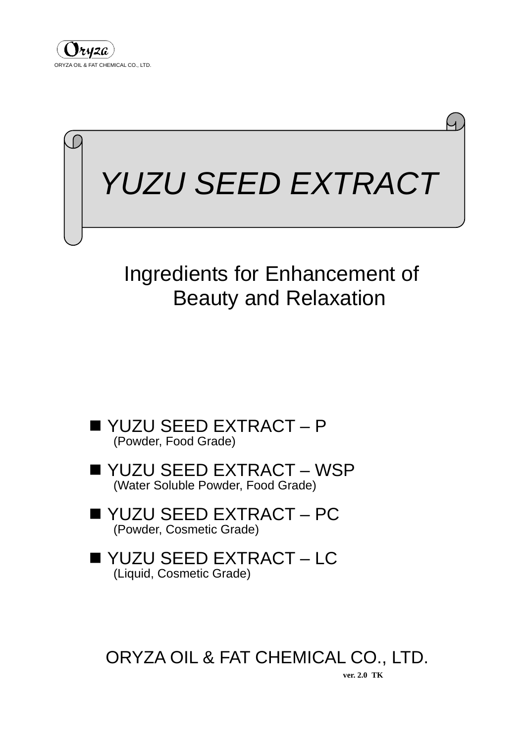ORYZA OIL & FAT CHEMICAL CO., LTD.

# *YUZU SEED EXTRACT*

## Ingredients for Enhancement of Beauty and Relaxation

- **YUZU SEED EXTRACT – P**
  (Powder, Food Grade)

- **YUZU SEED EXTRACT – WSP**
  (Water Soluble Powder, Food Grade)

- **YUZU SEED EXTRACT – PC**
  (Powder, Cosmetic Grade)

- **YUZU SEED EXTRACT – LC**
  (Liquid, Cosmetic Grade)

ORYZA OIL & FAT CHEMICAL CO., LTD.

**ver. 2.0 TK**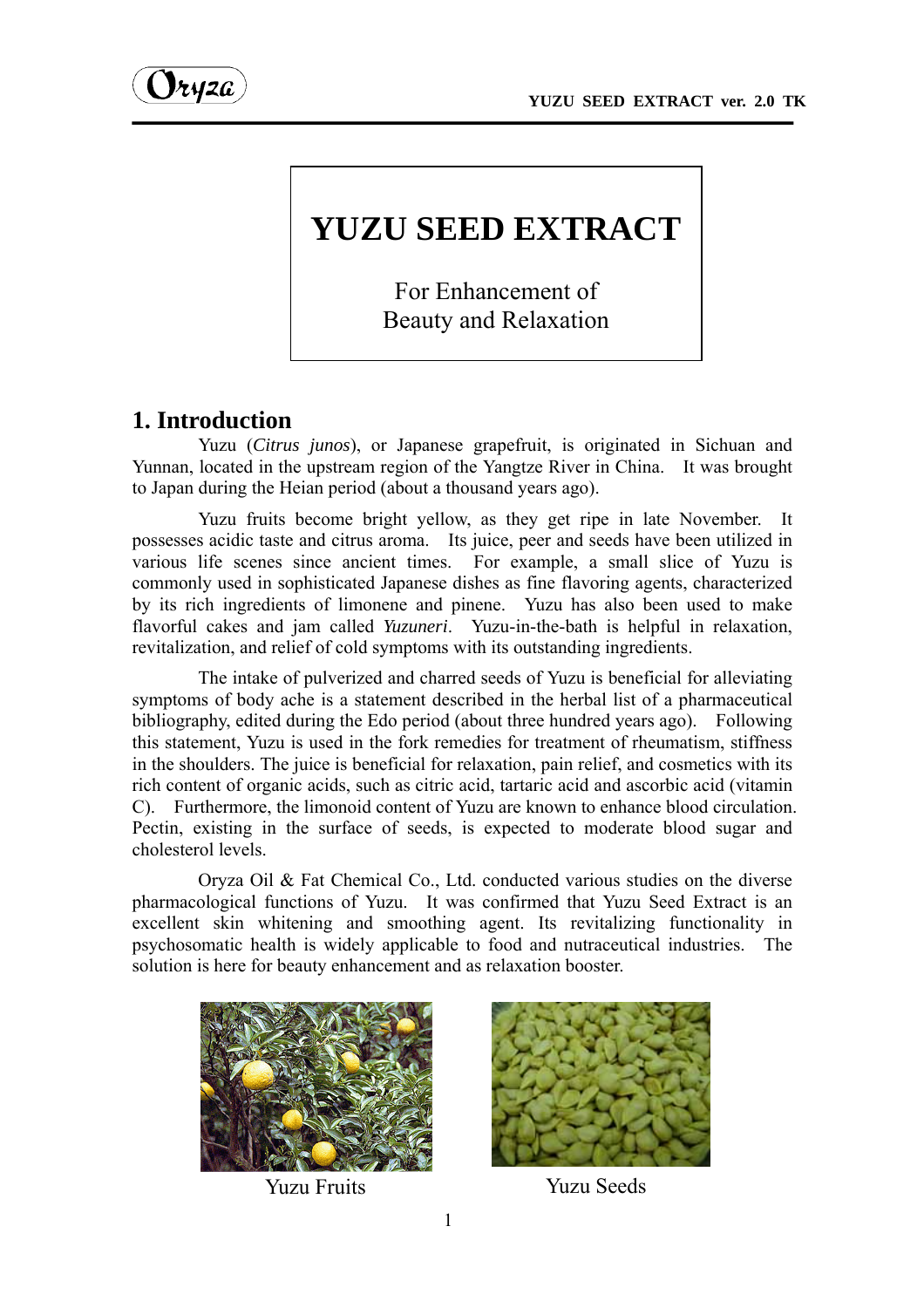# YUZU SEED EXTRACT

For Enhancement of
Beauty and Relaxation

## 1. Introduction

Yuzu (*Citrus junos*), or Japanese grapefruit, is originated in Sichuan and Yunnan, located in the upstream region of the Yangtze River in China. It was brought to Japan during the Heian period (about a thousand years ago).

Yuzu fruits become bright yellow, as they get ripe in late November. It possesses acidic taste and citrus aroma. Its juice, peer and seeds have been utilized in various life scenes since ancient times. For example, a small slice of Yuzu is commonly used in sophisticated Japanese dishes as fine flavoring agents, characterized by its rich ingredients of limonene and pinene. Yuzu has also been used to make flavorful cakes and jam called *Yuzuneri*. Yuzu-in-the-bath is helpful in relaxation, revitalization, and relief of cold symptoms with its outstanding ingredients.

The intake of pulverized and charred seeds of Yuzu is beneficial for alleviating symptoms of body ache is a statement described in the herbal list of a pharmaceutical bibliography, edited during the Edo period (about three hundred years ago). Following this statement, Yuzu is used in the fork remedies for treatment of rheumatism, stiffness in the shoulders. The juice is beneficial for relaxation, pain relief, and cosmetics with its rich content of organic acids, such as citric acid, tartaric acid and ascorbic acid (vitamin C). Furthermore, the limonoid content of Yuzu are known to enhance blood circulation. Pectin, existing in the surface of seeds, is expected to moderate blood sugar and cholesterol levels.

Oryza Oil & Fat Chemical Co., Ltd. conducted various studies on the diverse pharmacological functions of Yuzu. It was confirmed that Yuzu Seed Extract is an excellent skin whitening and smoothing agent. Its revitalizing functionality in psychosomatic health is widely applicable to food and nutraceutical industries. The solution is here for beauty enhancement and as relaxation booster.

Yuzu Fruits

Yuzu Seeds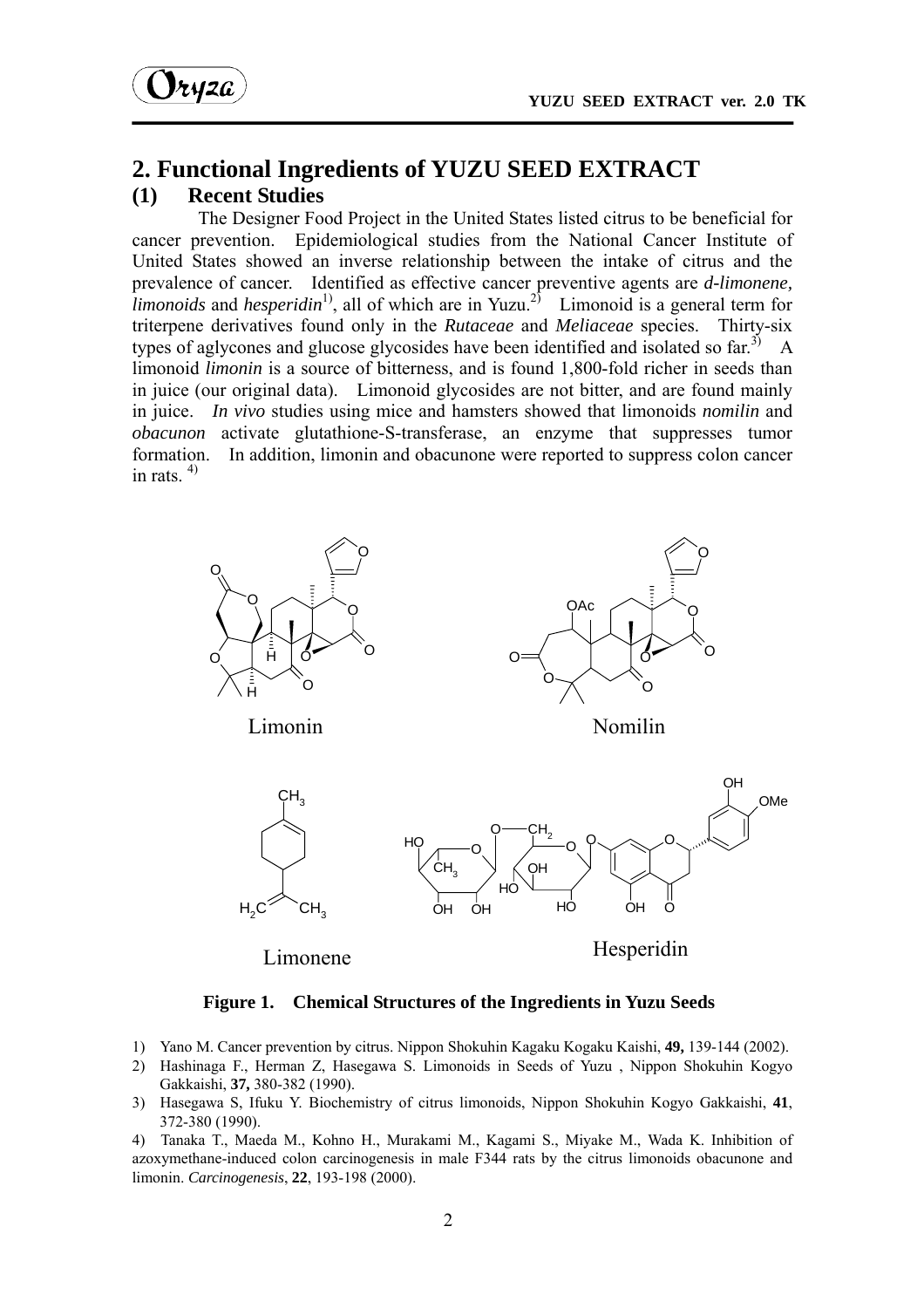## 2. Functional Ingredients of YUZU SEED EXTRACT

### (1) Recent Studies

The Designer Food Project in the United States listed citrus to be beneficial for cancer prevention. Epidemiological studies from the National Cancer Institute of United States showed an inverse relationship between the intake of citrus and the prevalence of cancer. Identified as effective cancer preventive agents are *d-limonene, limonoids* and *hesperidin*[1], all of which are in Yuzu.[2] Limonoid is a general term for triterpene derivatives found only in the *Rutaceae* and *Meliaceae* species. Thirty-six types of aglycones and glucose glycosides have been identified and isolated so far.[3] A limonoid *limonin* is a source of bitterness, and is found 1,800-fold richer in seeds than in juice (our original data). Limonoid glycosides are not bitter, and are found mainly in juice. *In vivo* studies using mice and hamsters showed that limonoids *nomilin* and *obacunon* activate glutathione-S-transferase, an enzyme that suppresses tumor formation. In addition, limonin and obacunone were reported to suppress colon cancer in rats.[4]

Limonin

Nomilin

Limonene

Hesperidin

**Figure 1. Chemical Structures of the Ingredients in Yuzu Seeds**

1) Yano M. Cancer prevention by citrus. Nippon Shokuhin Kagaku Kogaku Kaishi, **49,** 139-144 (2002).
2) Hashinaga F., Herman Z, Hasegawa S. Limonoids in Seeds of Yuzu , Nippon Shokuhin Kogyo Gakkaishi, **37,** 380-382 (1990).
3) Hasegawa S, Ifuku Y. Biochemistry of citrus limonoids, Nippon Shokuhin Kogyo Gakkaishi, **41**, 372-380 (1990).
4) Tanaka T., Maeda M., Kohno H., Murakami M., Kagami S., Miyake M., Wada K. Inhibition of azoxymethane-induced colon carcinogenesis in male F344 rats by the citrus limonoids obacunone and limonin. *Carcinogenesis*, **22**, 193-198 (2000).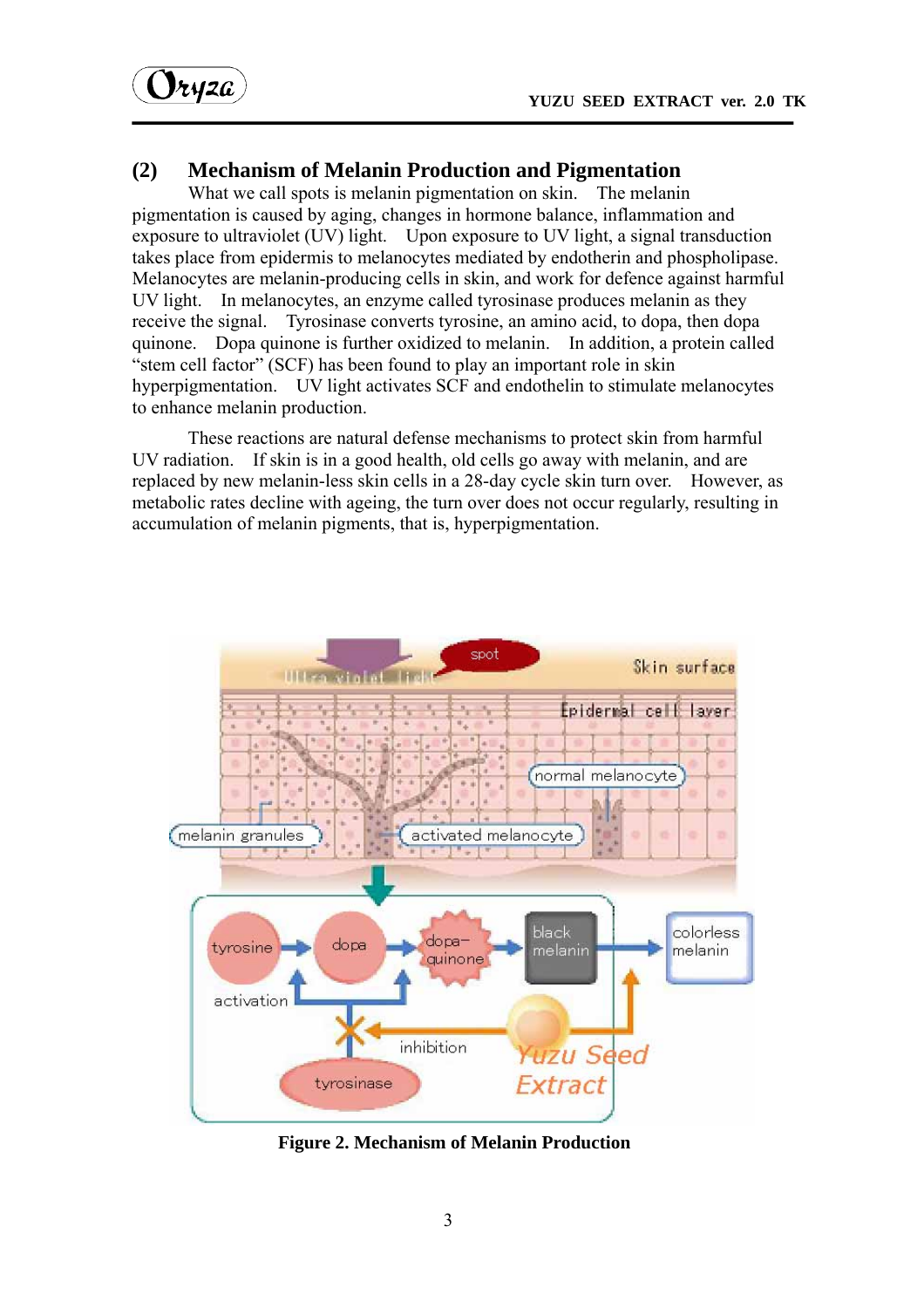## (2) Mechanism of Melanin Production and Pigmentation

What we call spots is melanin pigmentation on skin. The melanin pigmentation is caused by aging, changes in hormone balance, inflammation and exposure to ultraviolet (UV) light. Upon exposure to UV light, a signal transduction takes place from epidermis to melanocytes mediated by endotherin and phospholipase. Melanocytes are melanin-producing cells in skin, and work for defence against harmful UV light. In melanocytes, an enzyme called tyrosinase produces melanin as they receive the signal. Tyrosinase converts tyrosine, an amino acid, to dopa, then dopa quinone. Dopa quinone is further oxidized to melanin. In addition, a protein called "stem cell factor" (SCF) has been found to play an important role in skin hyperpigmentation. UV light activates SCF and endothelin to stimulate melanocytes to enhance melanin production.

These reactions are natural defense mechanisms to protect skin from harmful UV radiation. If skin is in a good health, old cells go away with melanin, and are replaced by new melanin-less skin cells in a 28-day cycle skin turn over. However, as metabolic rates decline with ageing, the turn over does not occur regularly, resulting in accumulation of melanin pigments, that is, hyperpigmentation.

**Figure 2. Mechanism of Melanin Production**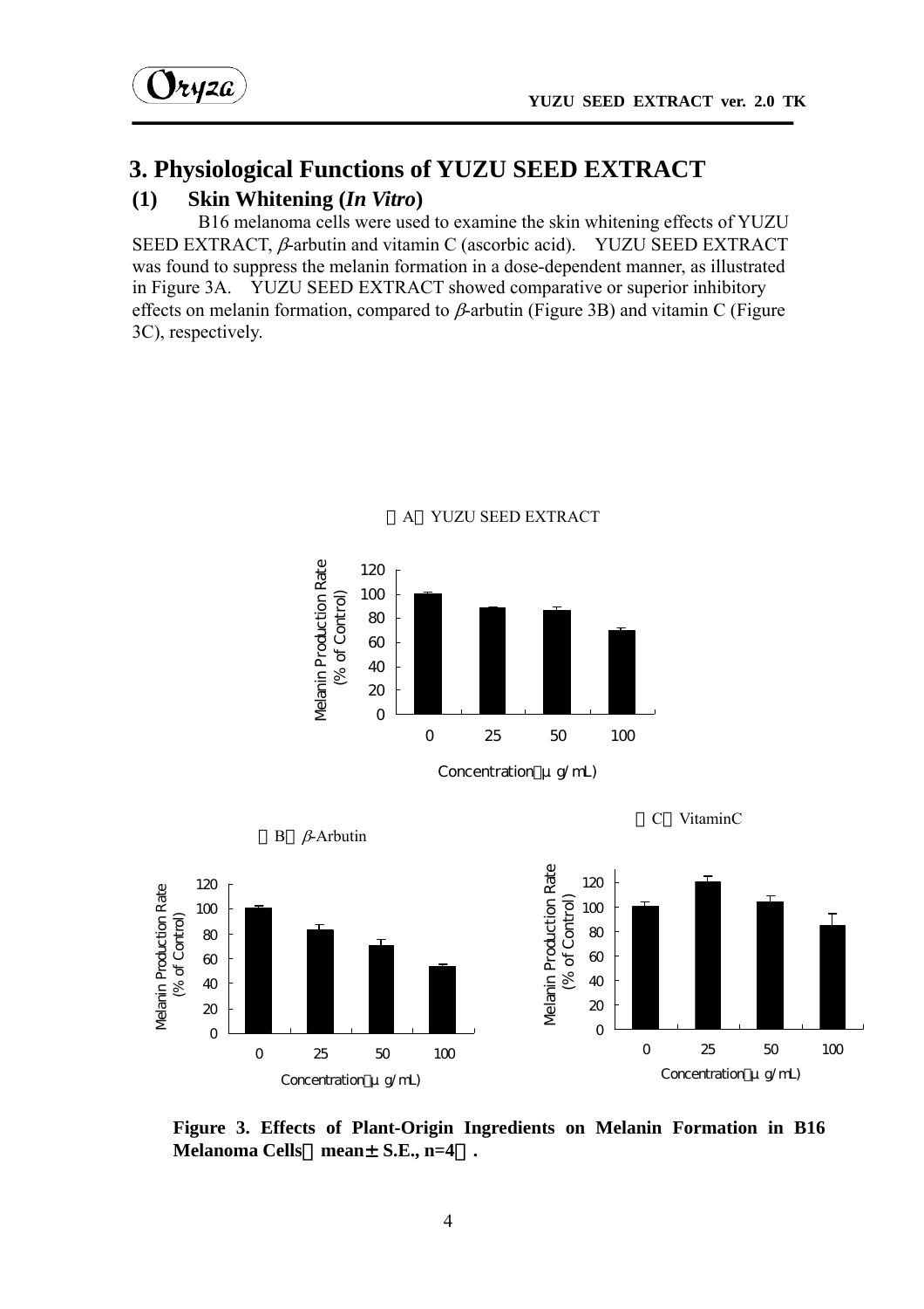# 3. Physiological Functions of YUZU SEED EXTRACT

## (1) Skin Whitening (*In Vitro*)

B16 melanoma cells were used to examine the skin whitening effects of YUZU SEED EXTRACT, $\beta$-arbutin and vitamin C (ascorbic acid). YUZU SEED EXTRACT was found to suppress the melanin formation in a dose-dependent manner, as illustrated in Figure 3A. YUZU SEED EXTRACT showed comparative or superior inhibitory effects on melanin formation, compared to $\beta$-arbutin (Figure 3B) and vitamin C (Figure 3C), respectively.

（A） YUZU SEED EXTRACT

Melanin Production Rate (% of Control)

120, 100, 80, 60, 40, 20, 0

0, 25, 50, 100

Concentration（μg/mL)

（B） $\beta$-Arbutin

Melanin Production Rate (% of Control)

120, 100, 80, 60, 40, 20, 0

0, 25, 50, 100

Concentration（μg/mL)

（C） VitaminC

Melanin Production Rate (% of Control)

120, 100, 80, 60, 40, 20, 0

0, 25, 50, 100

Concentration（μg/mL)

**Figure 3. Effects of Plant-Origin Ingredients on Melanin Formation in B16 Melanoma Cells（mean± S.E., n=4）.**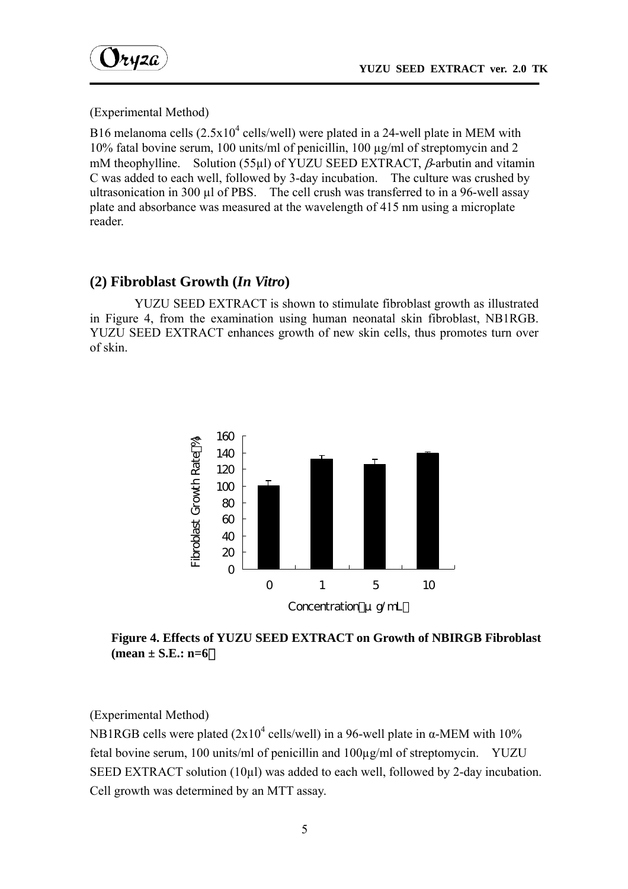(Experimental Method)

B16 melanoma cells ($2.5x10^4$ cells/well) were plated in a 24-well plate in MEM with 10% fatal bovine serum, 100 units/ml of penicillin, 100 µg/ml of streptomycin and 2 mM theophylline. Solution (55µl) of YUZU SEED EXTRACT, $\beta$-arbutin and vitamin C was added to each well, followed by 3-day incubation. The culture was crushed by ultrasonication in 300 µl of PBS. The cell crush was transferred to in a 96-well assay plate and absorbance was measured at the wavelength of 415 nm using a microplate reader.

## (2) Fibroblast Growth (*In Vitro*)

YUZU SEED EXTRACT is shown to stimulate fibroblast growth as illustrated in Figure 4, from the examination using human neonatal skin fibroblast, NB1RGB. YUZU SEED EXTRACT enhances growth of new skin cells, thus promotes turn over of skin.

**Figure 4. Effects of YUZU SEED EXTRACT on Growth of NBIRGB Fibroblast (mean ± S.E.: n=6)**

(Experimental Method)

NB1RGB cells were plated ($2x10^4$ cells/well) in a 96-well plate in α-MEM with 10% fetal bovine serum, 100 units/ml of penicillin and 100µg/ml of streptomycin. YUZU SEED EXTRACT solution (10µl) was added to each well, followed by 2-day incubation. Cell growth was determined by an MTT assay.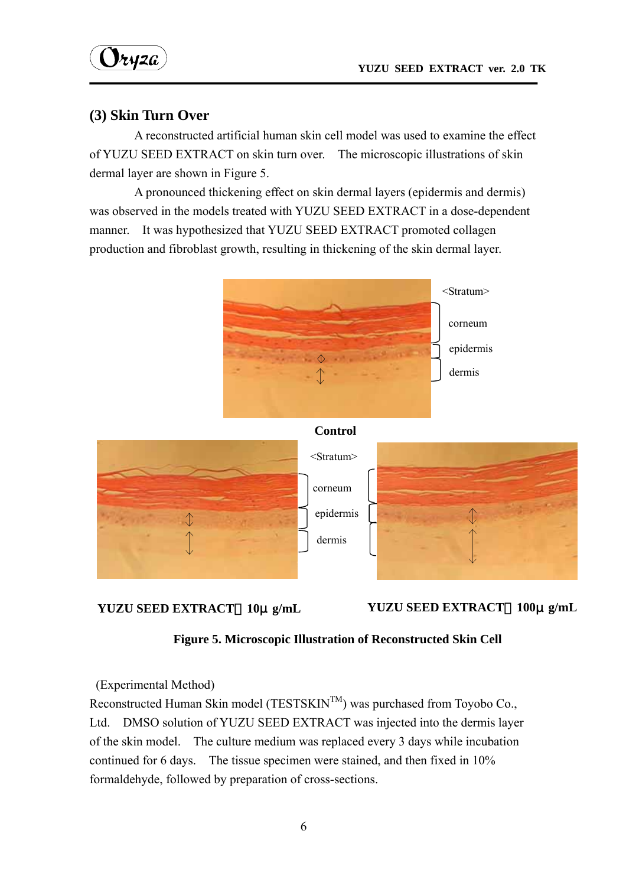### (3) Skin Turn Over

A reconstructed artificial human skin cell model was used to examine the effect of YUZU SEED EXTRACT on skin turn over. The microscopic illustrations of skin dermal layer are shown in Figure 5.

A pronounced thickening effect on skin dermal layers (epidermis and dermis) was observed in the models treated with YUZU SEED EXTRACT in a dose-dependent manner. It was hypothesized that YUZU SEED EXTRACT promoted collagen production and fibroblast growth, resulting in thickening of the skin dermal layer.

<Stratum>

corneum

epidermis

dermis

**Control**

<Stratum>

corneum

epidermis

dermis

**YUZU SEED EXTRACT：10μ g/mL**

**YUZU SEED EXTRACT：100μ g/mL**

**Figure 5. Microscopic Illustration of Reconstructed Skin Cell**

(Experimental Method)

Reconstructed Human Skin model (TESTSKIN[TM]) was purchased from Toyobo Co., Ltd. DMSO solution of YUZU SEED EXTRACT was injected into the dermis layer of the skin model. The culture medium was replaced every 3 days while incubation continued for 6 days. The tissue specimen were stained, and then fixed in 10% formaldehyde, followed by preparation of cross-sections.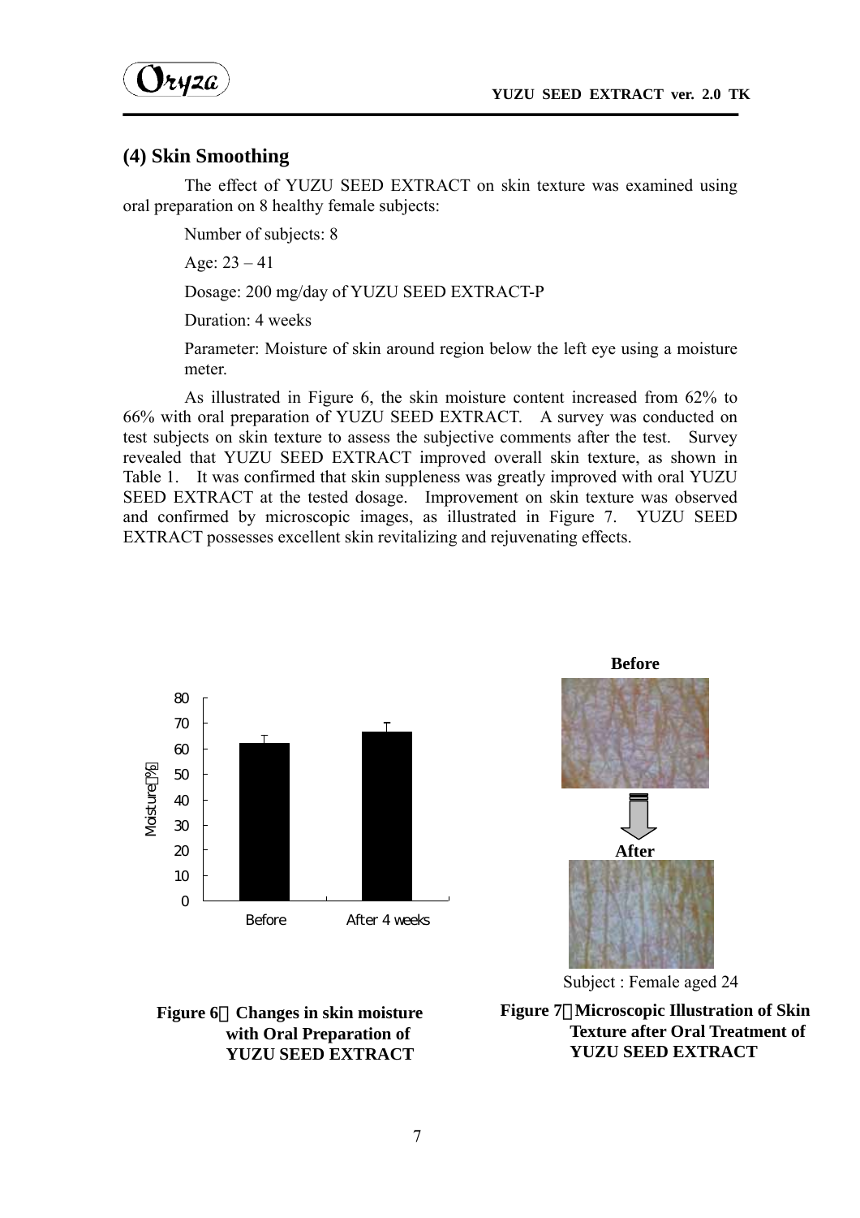## (4) Skin Smoothing

The effect of YUZU SEED EXTRACT on skin texture was examined using oral preparation on 8 healthy female subjects:

Number of subjects: 8

Age: 23 – 41

Dosage: 200 mg/day of YUZU SEED EXTRACT-P

Duration: 4 weeks

Parameter: Moisture of skin around region below the left eye using a moisture meter.

As illustrated in Figure 6, the skin moisture content increased from 62% to 66% with oral preparation of YUZU SEED EXTRACT. A survey was conducted on test subjects on skin texture to assess the subjective comments after the test. Survey revealed that YUZU SEED EXTRACT improved overall skin texture, as shown in Table 1. It was confirmed that skin suppleness was greatly improved with oral YUZU SEED EXTRACT at the tested dosage. Improvement on skin texture was observed and confirmed by microscopic images, as illustrated in Figure 7. YUZU SEED EXTRACT possesses excellent skin revitalizing and rejuvenating effects.

**Figure 6 Changes in skin moisture with Oral Preparation of YUZU SEED EXTRACT**

Subject : Female aged 24

**Figure 7 Microscopic Illustration of Skin Texture after Oral Treatment of YUZU SEED EXTRACT**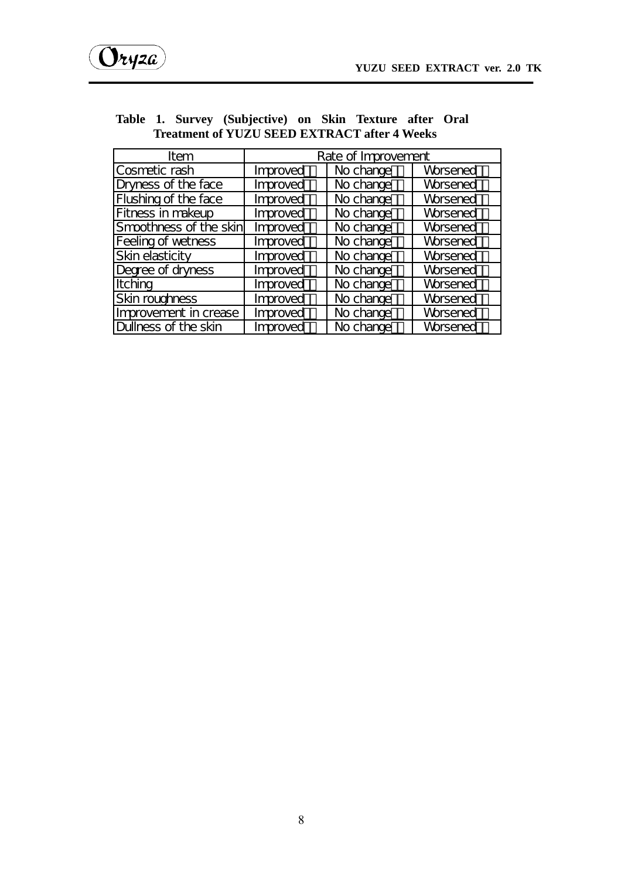**Table 1. Survey (Subjective) on Skin Texture after Oral Treatment of YUZU SEED EXTRACT after 4 Weeks**

| Item | Rate of Improvement | | |
|---|---|---|---|
| Cosmetic rash | Improved | No change | Worsened |
| Dryness of the face | Improved | No change | Worsened |
| Flushing of the face | Improved | No change | Worsened |
| Fitness in makeup | Improved | No change | Worsened |
| Smoothness of the skin | Improved | No change | Worsened |
| Feeling of wetness | Improved | No change | Worsened |
| Skin elasticity | Improved | No change | Worsened |
| Degree of dryness | Improved | No change | Worsened |
| Itching | Improved | No change | Worsened |
| Skin roughness | Improved | No change | Worsened |
| Improvement in crease | Improved | No change | Worsened |
| Dullness of the skin | Improved | No change | Worsened |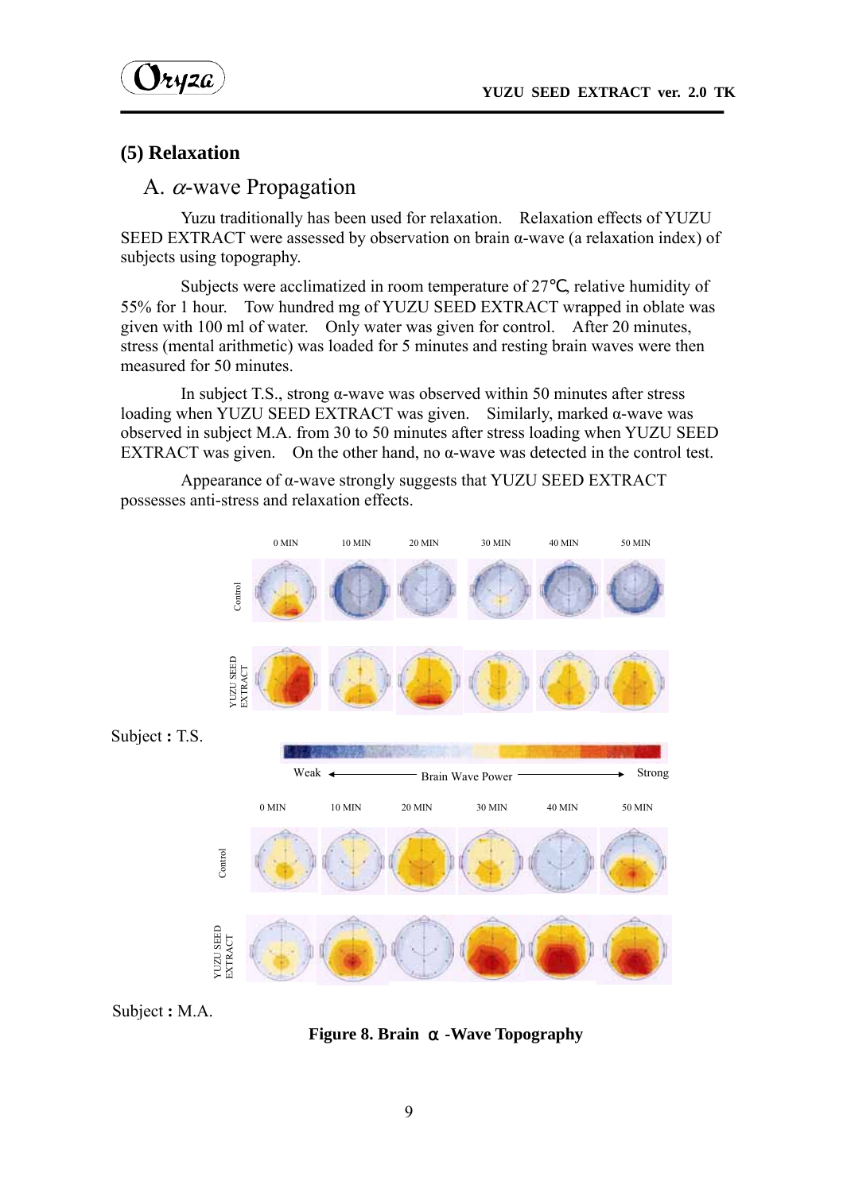## (5) Relaxation

### A. $\alpha$-wave Propagation

Yuzu traditionally has been used for relaxation. Relaxation effects of YUZU SEED EXTRACT were assessed by observation on brain α-wave (a relaxation index) of subjects using topography.

Subjects were acclimatized in room temperature of 27℃, relative humidity of 55% for 1 hour. Tow hundred mg of YUZU SEED EXTRACT wrapped in oblate was given with 100 ml of water. Only water was given for control. After 20 minutes, stress (mental arithmetic) was loaded for 5 minutes and resting brain waves were then measured for 50 minutes.

In subject T.S., strong α-wave was observed within 50 minutes after stress loading when YUZU SEED EXTRACT was given. Similarly, marked α-wave was observed in subject M.A. from 30 to 50 minutes after stress loading when YUZU SEED EXTRACT was given. On the other hand, no α-wave was detected in the control test.

Appearance of α-wave strongly suggests that YUZU SEED EXTRACT possesses anti-stress and relaxation effects.

0 MIN 10 MIN 20 MIN 30 MIN 40 MIN 50 MIN

Control

YUZU SEED EXTRACT

Subject : T.S.

Weak ← Brain Wave Power → Strong

0 MIN 10 MIN 20 MIN 30 MIN 40 MIN 50 MIN

Control

YUZU SEED EXTRACT

Subject : M.A.

**Figure 8. Brain α -Wave Topography**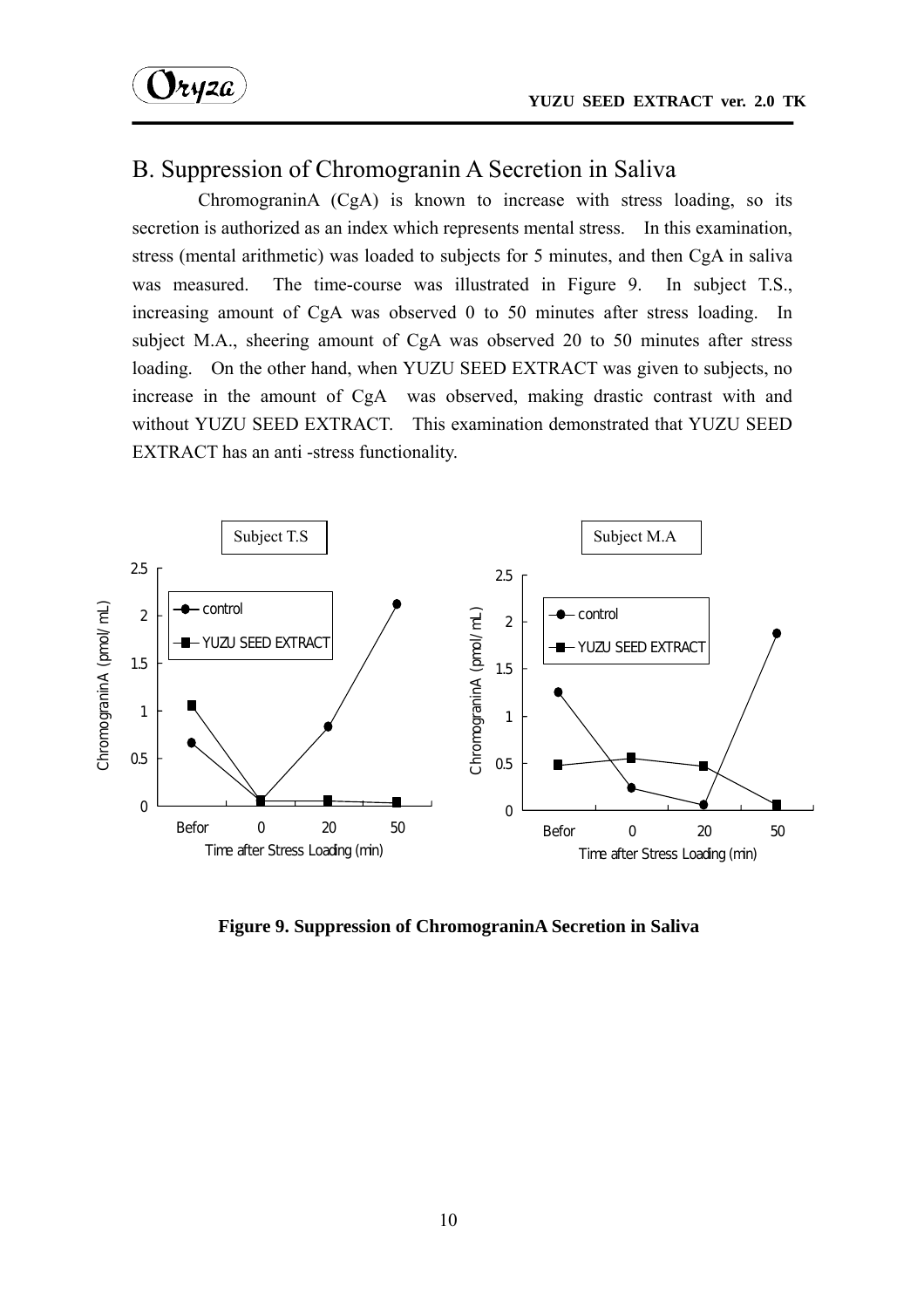## B. Suppression of Chromogranin A Secretion in Saliva

ChromograninA (CgA) is known to increase with stress loading, so its secretion is authorized as an index which represents mental stress. In this examination, stress (mental arithmetic) was loaded to subjects for 5 minutes, and then CgA in saliva was measured. The time-course was illustrated in Figure 9. In subject T.S., increasing amount of CgA was observed 0 to 50 minutes after stress loading. In subject M.A., sheering amount of CgA was observed 20 to 50 minutes after stress loading. On the other hand, when YUZU SEED EXTRACT was given to subjects, no increase in the amount of CgA was observed, making drastic contrast with and without YUZU SEED EXTRACT. This examination demonstrated that YUZU SEED EXTRACT has an anti -stress functionality.

**Figure 9. Suppression of ChromograninA Secretion in Saliva**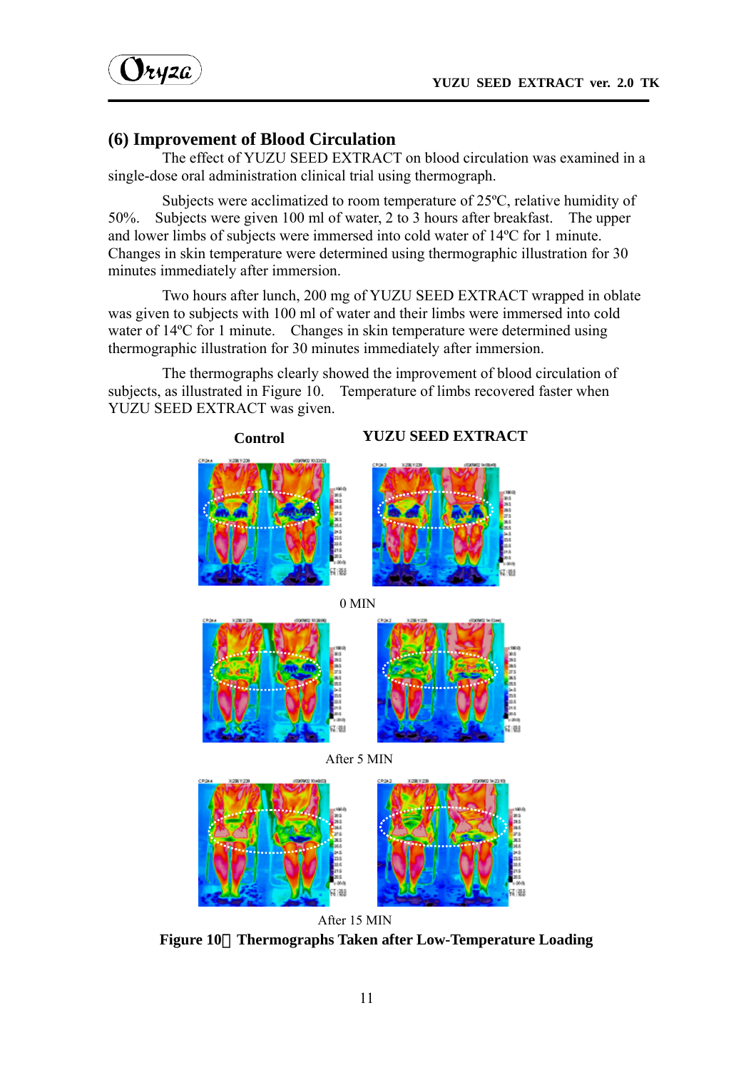## (6) Improvement of Blood Circulation

The effect of YUZU SEED EXTRACT on blood circulation was examined in a single-dose oral administration clinical trial using thermograph.

Subjects were acclimatized to room temperature of 25ºC, relative humidity of 50%. Subjects were given 100 ml of water, 2 to 3 hours after breakfast. The upper and lower limbs of subjects were immersed into cold water of 14ºC for 1 minute. Changes in skin temperature were determined using thermographic illustration for 30 minutes immediately after immersion.

Two hours after lunch, 200 mg of YUZU SEED EXTRACT wrapped in oblate was given to subjects with 100 ml of water and their limbs were immersed into cold water of 14ºC for 1 minute. Changes in skin temperature were determined using thermographic illustration for 30 minutes immediately after immersion.

The thermographs clearly showed the improvement of blood circulation of subjects, as illustrated in Figure 10. Temperature of limbs recovered faster when YUZU SEED EXTRACT was given.

**Control** **YUZU SEED EXTRACT**

0 MIN

After 5 MIN

After 15 MIN

**Figure 10 Thermographs Taken after Low-Temperature Loading**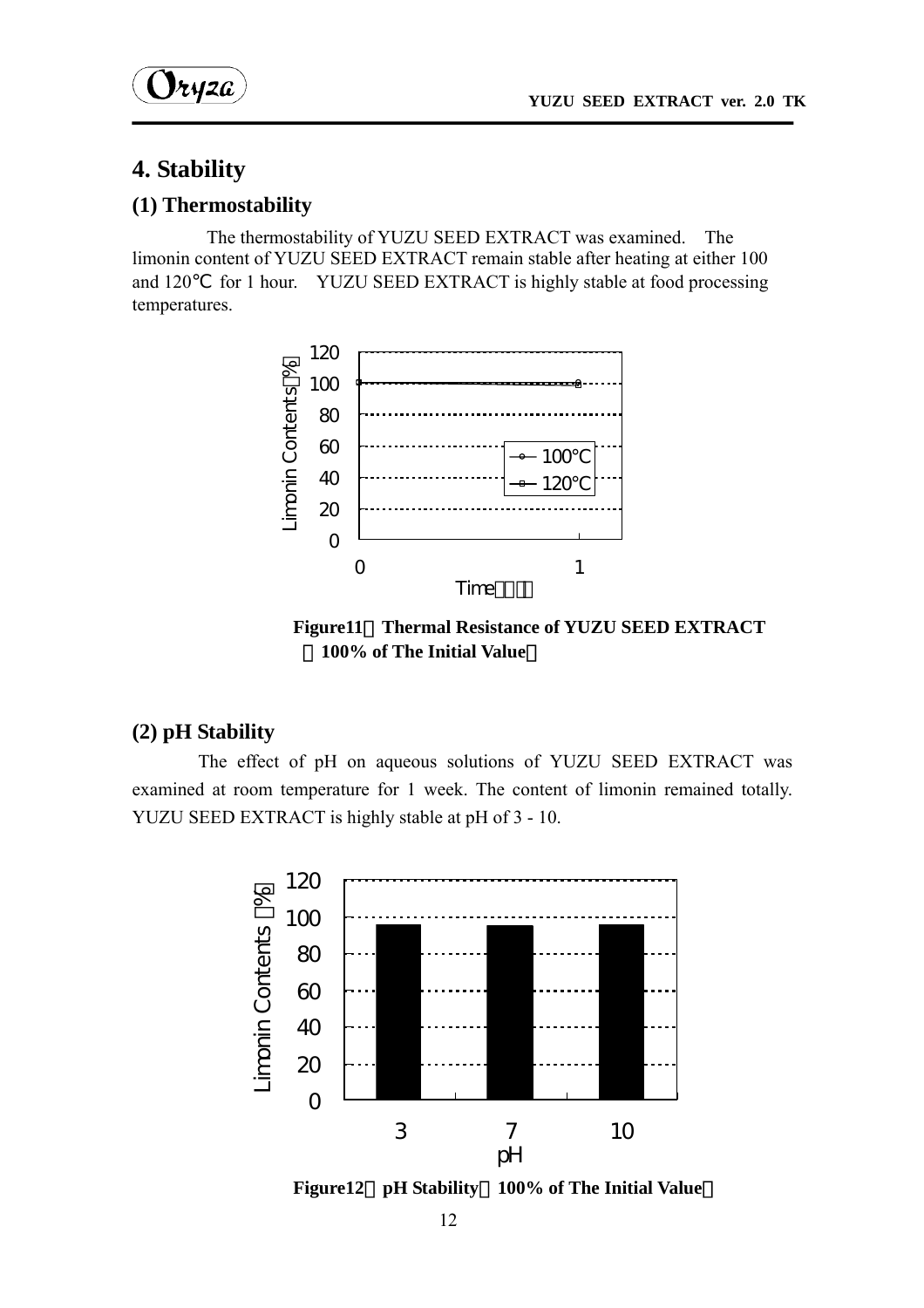## 4. Stability

### (1) Thermostability

The thermostability of YUZU SEED EXTRACT was examined. The limonin content of YUZU SEED EXTRACT remain stable after heating at either 100 and 120℃ for 1 hour. YUZU SEED EXTRACT is highly stable at food processing temperatures.

**Figure11 Thermal Resistance of YUZU SEED EXTRACT (100% of The Initial Value)**

### (2) pH Stability

The effect of pH on aqueous solutions of YUZU SEED EXTRACT was examined at room temperature for 1 week. The content of limonin remained totally. YUZU SEED EXTRACT is highly stable at pH of 3 - 10.

**Figure12 pH Stability (100% of The Initial Value)**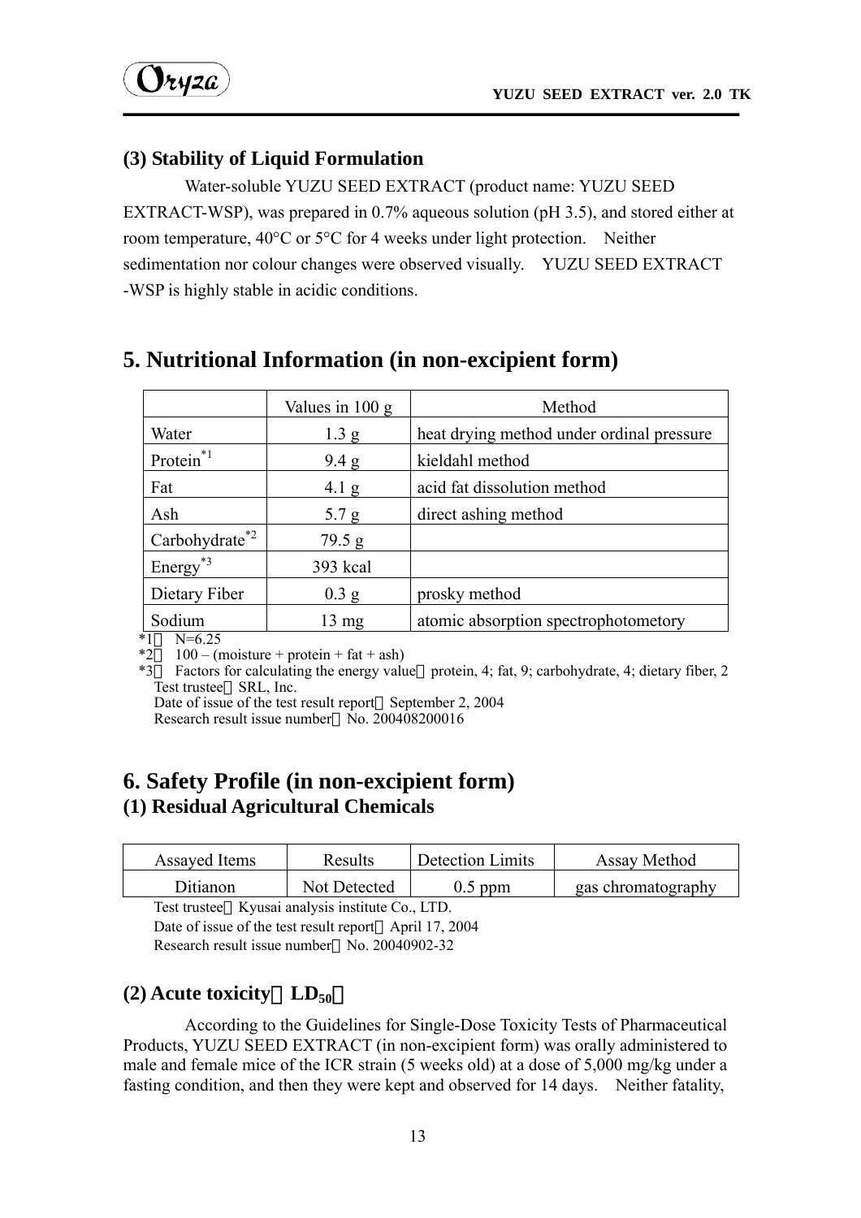### (3) Stability of Liquid Formulation

Water-soluble YUZU SEED EXTRACT (product name: YUZU SEED EXTRACT-WSP), was prepared in 0.7% aqueous solution (pH 3.5), and stored either at room temperature, 40°C or 5°C for 4 weeks under light protection. Neither sedimentation nor colour changes were observed visually. YUZU SEED EXTRACT -WSP is highly stable in acidic conditions.

## 5. Nutritional Information (in non-excipient form)

| | Values in 100 g | Method |
|---|---|---|
| Water | 1.3 g | heat drying method under ordinal pressure |
| Protein[*1] | 9.4 g | kieldahl method |
| Fat | 4.1 g | acid fat dissolution method |
| Ash | 5.7 g | direct ashing method |
| Carbohydrate[*2] | 79.5 g | |
| Energy[*3] | 393 kcal | |
| Dietary Fiber | 0.3 g | prosky method |
| Sodium | 13 mg | atomic absorption spectrophotometory |

*1：N=6.25
*2：100 – (moisture + protein + fat + ash)
*3：Factors for calculating the energy value：protein, 4; fat, 9; carbohydrate, 4; dietary fiber, 2
Test trustee：SRL, Inc.
Date of issue of the test result report：September 2, 2004
Research result issue number：No. 200408200016

## 6. Safety Profile (in non-excipient form)

### (1) Residual Agricultural Chemicals

| Assayed Items | Results | Detection Limits | Assay Method |
|---|---|---|---|
| Ditianon | Not Detected | 0.5 ppm | gas chromatography |

Test trustee：Kyusai analysis institute Co., LTD.
Date of issue of the test result report：April 17, 2004
Research result issue number：No. 20040902-32

### (2) Acute toxicity（$LD_{50}$）

According to the Guidelines for Single-Dose Toxicity Tests of Pharmaceutical Products, YUZU SEED EXTRACT (in non-excipient form) was orally administered to male and female mice of the ICR strain (5 weeks old) at a dose of 5,000 mg/kg under a fasting condition, and then they were kept and observed for 14 days. Neither fatality,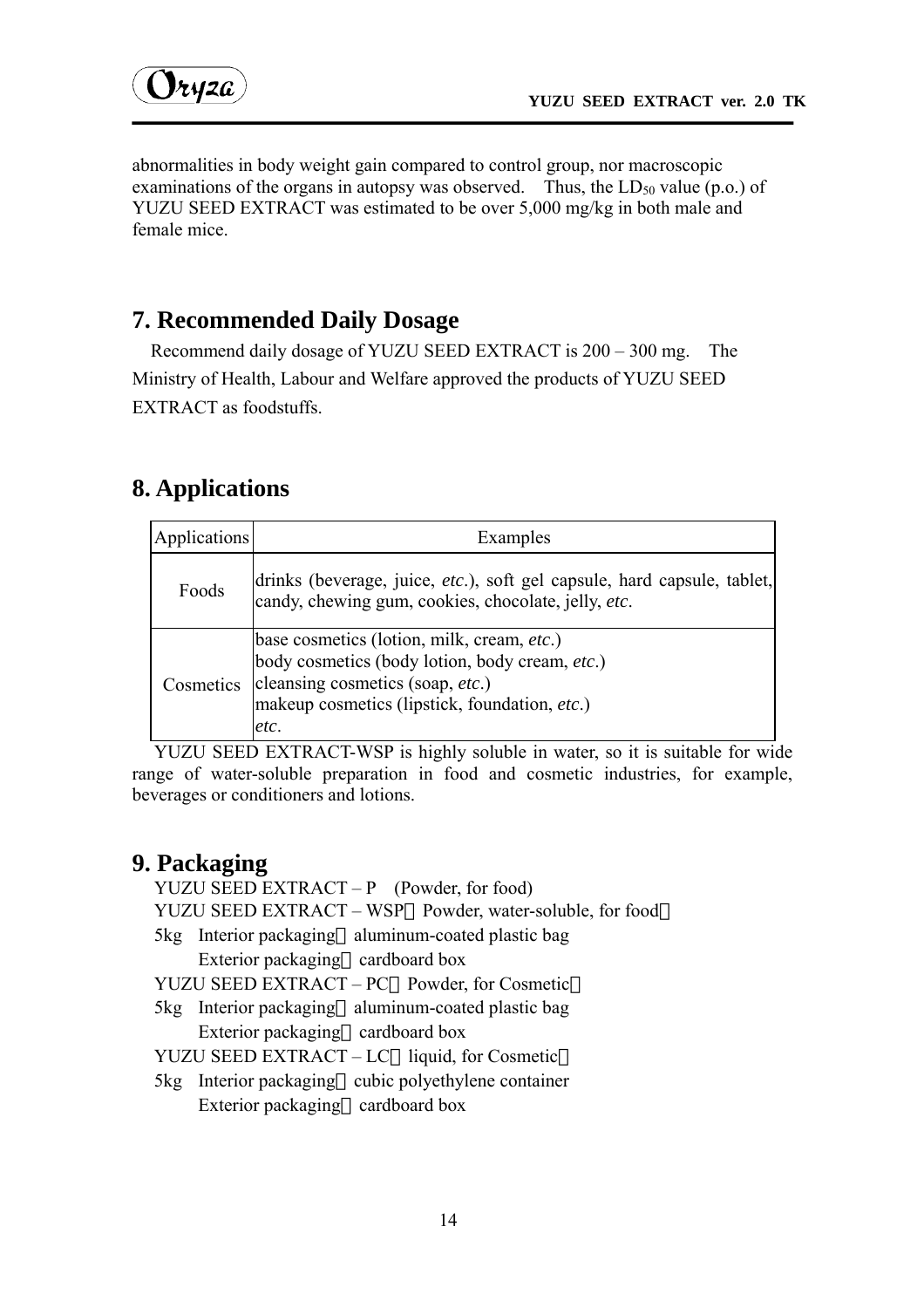abnormalities in body weight gain compared to control group, nor macroscopic examinations of the organs in autopsy was observed. Thus, the $LD_{50}$ value (p.o.) of YUZU SEED EXTRACT was estimated to be over 5,000 mg/kg in both male and female mice.

## 7. Recommended Daily Dosage

Recommend daily dosage of YUZU SEED EXTRACT is 200 – 300 mg. The Ministry of Health, Labour and Welfare approved the products of YUZU SEED EXTRACT as foodstuffs.

## 8. Applications

| Applications | Examples |
|---|---|
| Foods | drinks (beverage, juice, *etc*.), soft gel capsule, hard capsule, tablet, candy, chewing gum, cookies, chocolate, jelly, *etc*. |
| Cosmetics | base cosmetics (lotion, milk, cream, *etc*.)<br>body cosmetics (body lotion, body cream, *etc*.)<br>cleansing cosmetics (soap, *etc*.)<br>makeup cosmetics (lipstick, foundation, *etc*.)<br>*etc*. |

YUZU SEED EXTRACT-WSP is highly soluble in water, so it is suitable for wide range of water-soluble preparation in food and cosmetic industries, for example, beverages or conditioners and lotions.

## 9. Packaging

YUZU SEED EXTRACT – P (Powder, for food)
YUZU SEED EXTRACT – WSP（Powder, water-soluble, for food）
5kg Interior packaging：aluminum-coated plastic bag
Exterior packaging：cardboard box
YUZU SEED EXTRACT – PC（Powder, for Cosmetic）
5kg Interior packaging：aluminum-coated plastic bag
Exterior packaging：cardboard box
YUZU SEED EXTRACT – LC（liquid, for Cosmetic）
5kg Interior packaging：cubic polyethylene container
Exterior packaging：cardboard box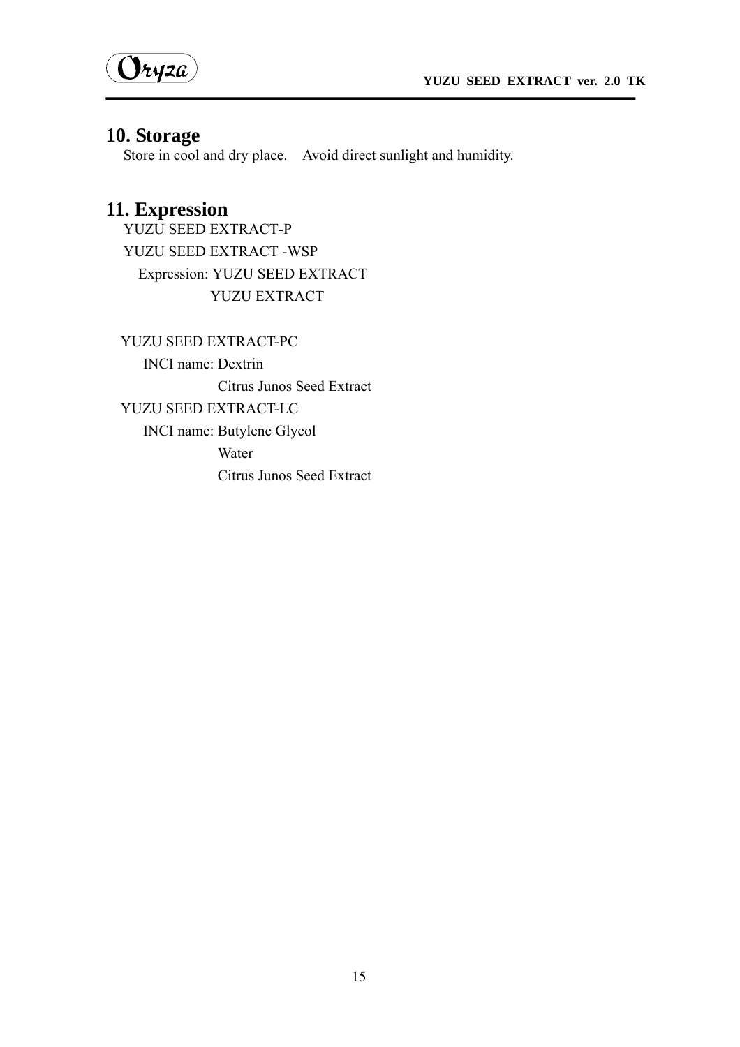## 10. Storage

Store in cool and dry place. Avoid direct sunlight and humidity.

## 11. Expression

YUZU SEED EXTRACT-P

YUZU SEED EXTRACT -WSP

Expression: YUZU SEED EXTRACT
YUZU EXTRACT

YUZU SEED EXTRACT-PC

INCI name: Dextrin
Citrus Junos Seed Extract

YUZU SEED EXTRACT-LC

INCI name: Butylene Glycol
Water
Citrus Junos Seed Extract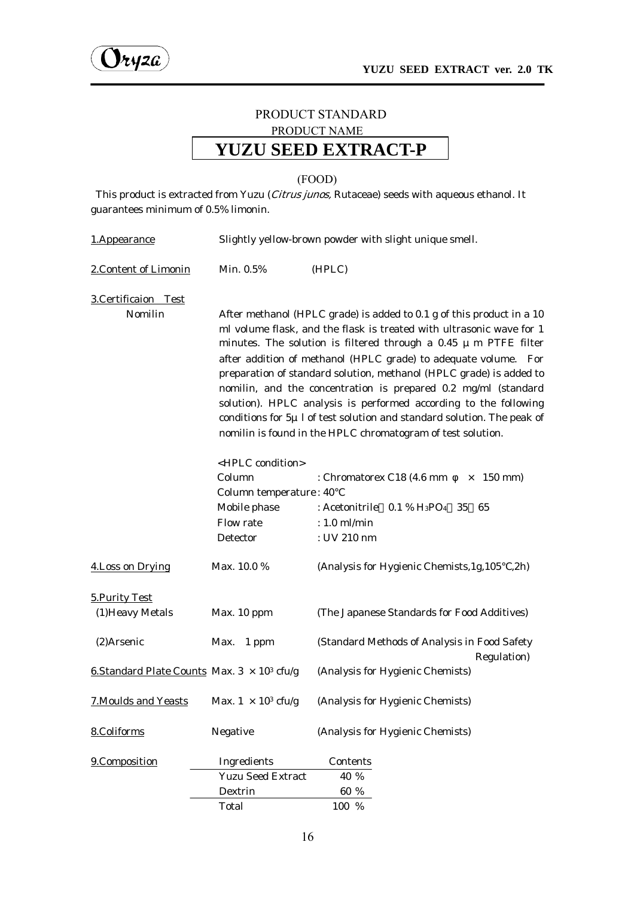PRODUCT STANDARD

PRODUCT NAME

# YUZU SEED EXTRACT-P

(FOOD)

This product is extracted from Yuzu (*Citrus junos*, Rutaceae) seeds with aqueous ethanol. It guarantees minimum of 0.5% limonin.

**1.Appearance** Slightly yellow-brown powder with slight unique smell.

**2.Content of Limonin** Min. 0.5% (HPLC)

**3.Certificaion Test**

Nomilin

After methanol (HPLC grade) is added to 0.1 g of this product in a 10 ml volume flask, and the flask is treated with ultrasonic wave for 1 minutes. The solution is filtered through a 0.45 μ m PTFE filter after addition of methanol (HPLC grade) to adequate volume. For preparation of standard solution, methanol (HPLC grade) is added to nomilin, and the concentration is prepared 0.2 mg/ml (standard solution). HPLC analysis is performed according to the following conditions for 5μ l of test solution and standard solution. The peak of nomilin is found in the HPLC chromatogram of test solution.

<HPLC condition>

| | |
|---|---|
| Column | : Chromatorex C18 (4.6 mm φ × 150 mm) |
| Column temperature | : 40°C |
| Mobile phase | : Acetonitrile 0.1 % $H_3PO_4$ 35 65 |
| Flow rate | : 1.0 ml/min |
| Detector | : UV 210 nm |

**4.Loss on Drying** Max. 10.0 % (Analysis for Hygienic Chemists,1g,105°C,2h)

**5.Purity Test**

| | | |
|---|---|---|
| (1)Heavy Metals | Max. 10 ppm | (The Japanese Standards for Food Additives) |
| (2)Arsenic | Max. 1 ppm | (Standard Methods of Analysis in Food Safety Regulation) |

**6.Standard Plate Counts** Max. $3 \times 10^3$ cfu/g (Analysis for Hygienic Chemists)

**7.Moulds and Yeasts** Max. $1 \times 10^3$ cfu/g (Analysis for Hygienic Chemists)

**8.Coliforms** Negative (Analysis for Hygienic Chemists)

**9.Composition**

| Ingredients | Contents |
|---|---|
| Yuzu Seed Extract | 40 % |
| Dextrin | 60 % |
| Total | 100 % |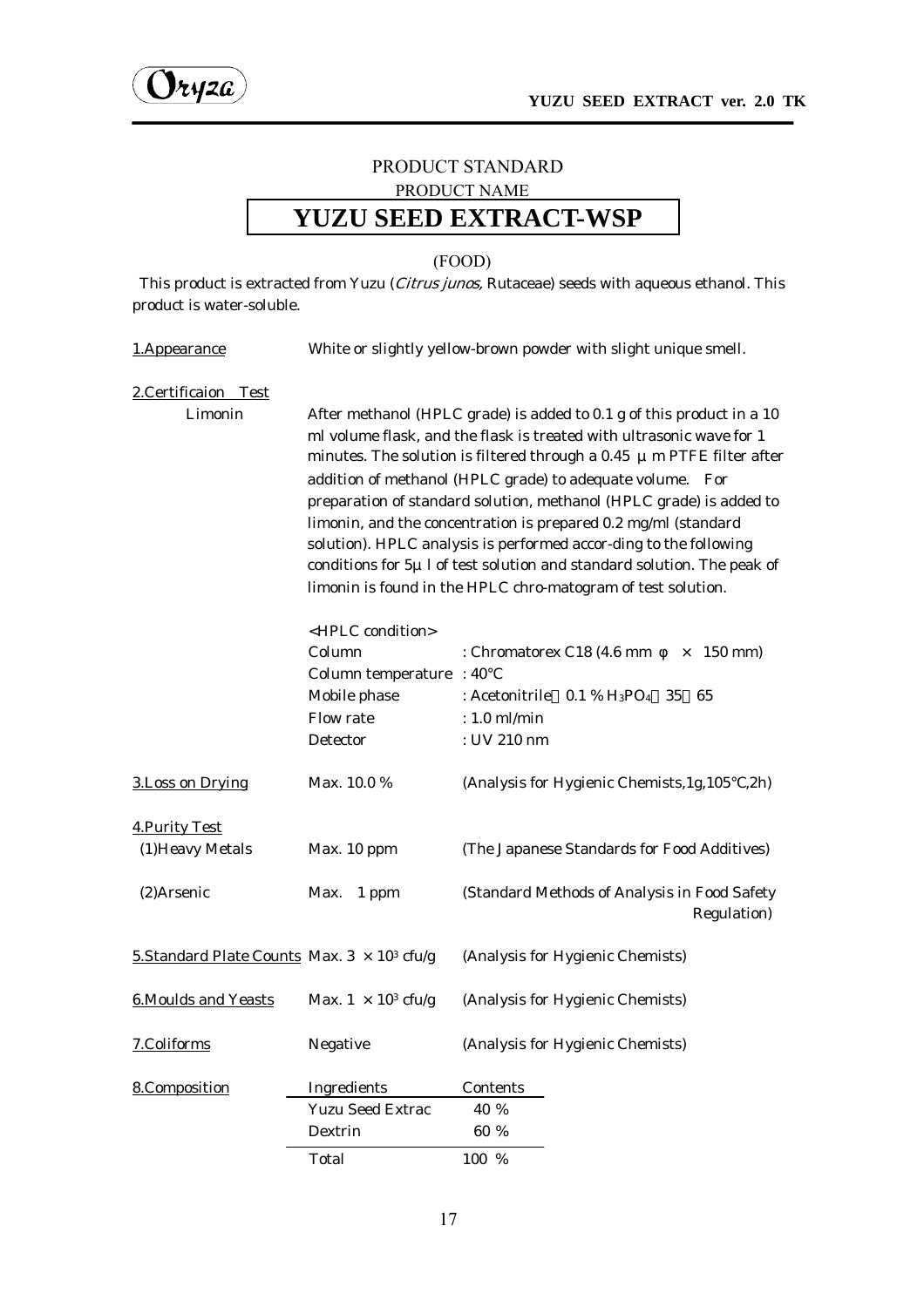PRODUCT STANDARD

PRODUCT NAME

# YUZU SEED EXTRACT-WSP

(FOOD)

This product is extracted from Yuzu (*Citrus junos*, Rutaceae) seeds with aqueous ethanol. This product is water-soluble.

**1.Appearance** White or slightly yellow-brown powder with slight unique smell.

**2.Certificaion Test**

Limonin

After methanol (HPLC grade) is added to 0.1 g of this product in a 10 ml volume flask, and the flask is treated with ultrasonic wave for 1 minutes. The solution is filtered through a 0.45 μm PTFE filter after addition of methanol (HPLC grade) to adequate volume. For preparation of standard solution, methanol (HPLC grade) is added to limonin, and the concentration is prepared 0.2 mg/ml (standard solution). HPLC analysis is performed accor-ding to the following conditions for 5μl of test solution and standard solution. The peak of limonin is found in the HPLC chro-matogram of test solution.

<HPLC condition>

| | |
|---|---|
| Column | : Chromatorex C18 (4.6 mm φ × 150 mm) |
| Column temperature | : 40℃ |
| Mobile phase | : Acetonitrile：0.1 % $H_3PO_4$ ＝35：65 |
| Flow rate | : 1.0 ml/min |
| Detector | : UV 210 nm |

| | | |
|---|---|---|
| **3.Loss on Drying** | Max. 10.0 % | (Analysis for Hygienic Chemists,1g,105℃,2h) |
| **4.Purity Test** | | |
| (1)Heavy Metals | Max. 10 ppm | (The Japanese Standards for Food Additives) |
| (2)Arsenic | Max. 1 ppm | (Standard Methods of Analysis in Food Safety Regulation) |
| **5.Standard Plate Counts** | Max. $3 \times 10^3$ cfu/g | (Analysis for Hygienic Chemists) |
| **6.Moulds and Yeasts** | Max. $1 \times 10^3$ cfu/g | (Analysis for Hygienic Chemists) |
| **7.Coliforms** | Negative | (Analysis for Hygienic Chemists) |

**8.Composition**

| Ingredients | Contents |
|---|---|
| Yuzu Seed Extrac | 40 % |
| Dextrin | 60 % |
| Total | 100 % |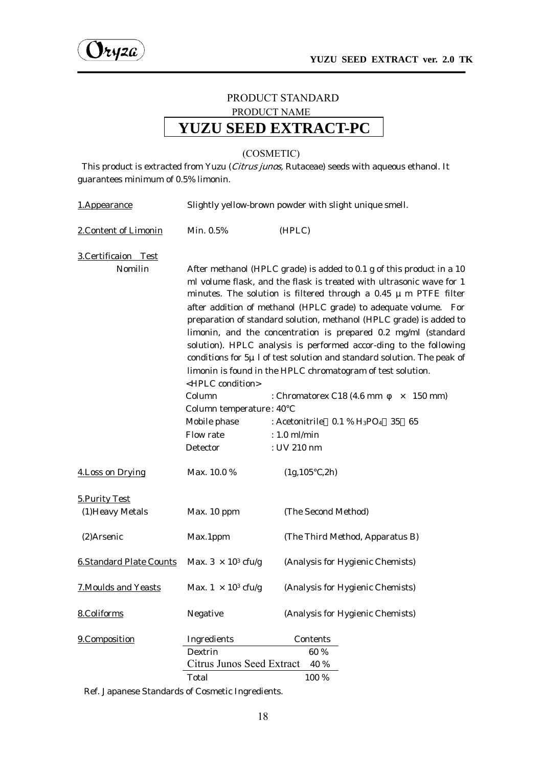PRODUCT STANDARD

PRODUCT NAME

# YUZU SEED EXTRACT-PC

(COSMETIC)

This product is extracted from Yuzu (*Citrus junos,* Rutaceae) seeds with aqueous ethanol. It guarantees minimum of 0.5% limonin.

| | | |
|---|---|---|
| 1.Appearance | Slightly yellow-brown powder with slight unique smell. | |
| 2.Content of Limonin | Min. 0.5% | (HPLC) |

3.Certificaion Test

Nomilin

After methanol (HPLC grade) is added to 0.1 g of this product in a 10 ml volume flask, and the flask is treated with ultrasonic wave for 1 minutes. The solution is filtered through a 0.45 μm PTFE filter after addition of methanol (HPLC grade) to adequate volume. For preparation of standard solution, methanol (HPLC grade) is added to limonin, and the concentration is prepared 0.2 mg/ml (standard solution). HPLC analysis is performed accor-ding to the following conditions for 5μl of test solution and standard solution. The peak of limonin is found in the HPLC chromatogram of test solution.

<HPLC condition>

| | |
|---|---|
| Column | : Chromatorex C18 (4.6 mm φ × 150 mm) |
| Column temperature | : 40°C |
| Mobile phase | : Acetonitrile 0.1 % $H_3PO_4$ 35 65 |
| Flow rate | : 1.0 ml/min |
| Detector | : UV 210 nm |

| | | |
|---|---|---|
| 4.Loss on Drying | Max. 10.0 % | (1g,105°C,2h) |
| 5.Purity Test | | |
| (1)Heavy Metals | Max. 10 ppm | (The Second Method) |
| (2)Arsenic | Max.1ppm | (The Third Method, Apparatus B) |
| 6.Standard Plate Counts | Max. $3 \times 10^3$ cfu/g | (Analysis for Hygienic Chemists) |
| 7.Moulds and Yeasts | Max. $1 \times 10^3$ cfu/g | (Analysis for Hygienic Chemists) |
| 8.Coliforms | Negative | (Analysis for Hygienic Chemists) |

9.Composition

| Ingredients | Contents |
|---|---|
| Dextrin | 60 % |
| Citrus Junos Seed Extract | 40 % |
| Total | 100 % |

Ref. Japanese Standards of Cosmetic Ingredients.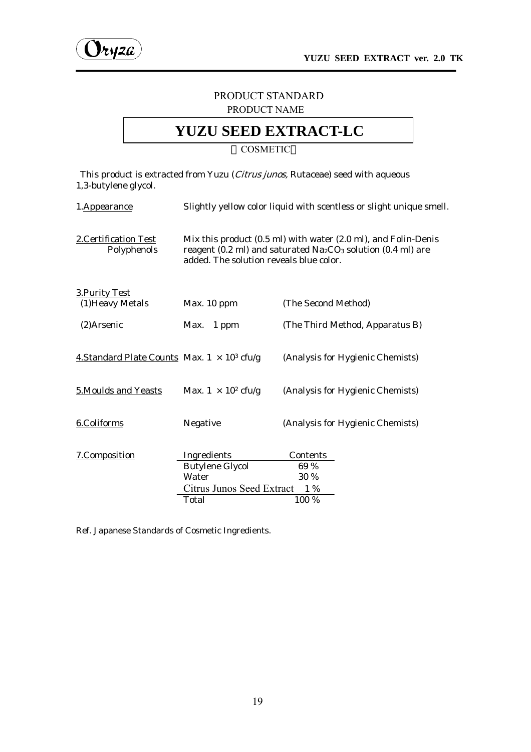PRODUCT STANDARD

PRODUCT NAME

# YUZU SEED EXTRACT-LC

（COSMETIC）

This product is extracted from Yuzu (*Citrus junos*, Rutaceae) seed with aqueous 1,3-butylene glycol.

| | | |
|---|---|---|
| 1.Appearance | Slightly yellow color liquid with scentless or slight unique smell. | |
| 2.Certification Test<br>Polyphenols | Mix this product (0.5 ml) with water (2.0 ml), and Folin-Denis reagent (0.2 ml) and saturated $Na_2CO_3$ solution (0.4 ml) are added. The solution reveals blue color. | |
| 3.Purity Test<br>(1)Heavy Metals | Max. 10 ppm | (The Second Method) |
| (2)Arsenic | Max. 1 ppm | (The Third Method, Apparatus B) |
| 4.Standard Plate Counts | Max. $1 \times 10^3$ cfu/g | (Analysis for Hygienic Chemists) |
| 5.Moulds and Yeasts | Max. $1 \times 10^2$ cfu/g | (Analysis for Hygienic Chemists) |
| 6.Coliforms | Negative | (Analysis for Hygienic Chemists) |

7.Composition

| Ingredients | Contents |
|---|---|
| Butylene Glycol | 69 % |
| Water | 30 % |
| Citrus Junos Seed Extract | 1 % |
| Total | 100 % |

Ref. Japanese Standards of Cosmetic Ingredients.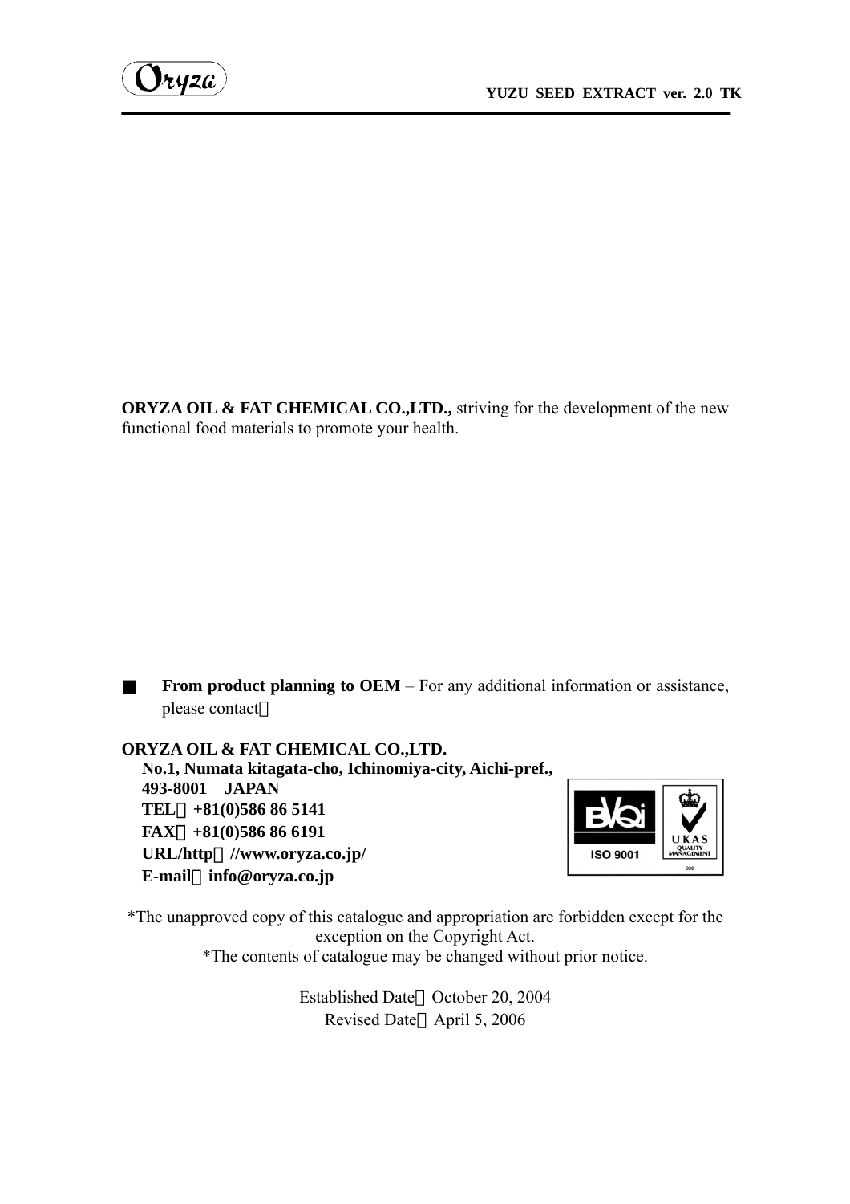**ORYZA OIL & FAT CHEMICAL CO.,LTD.,** striving for the development of the new functional food materials to promote your health.

■ **From product planning to OEM** – For any additional information or assistance, please contact：

**ORYZA OIL & FAT CHEMICAL CO.,LTD.**
**No.1, Numata kitagata-cho, Ichinomiya-city, Aichi-pref., 493-8001 JAPAN**
**TEL：+81(0)586 86 5141**
**FAX：+81(0)586 86 6191**
**URL/http：//www.oryza.co.jp/**
**E-mail：info@oryza.co.jp**

*The unapproved copy of this catalogue and appropriation are forbidden except for the exception on the Copyright Act.
*The contents of catalogue may be changed without prior notice.

Established Date：October 20, 2004
Revised Date：April 5, 2006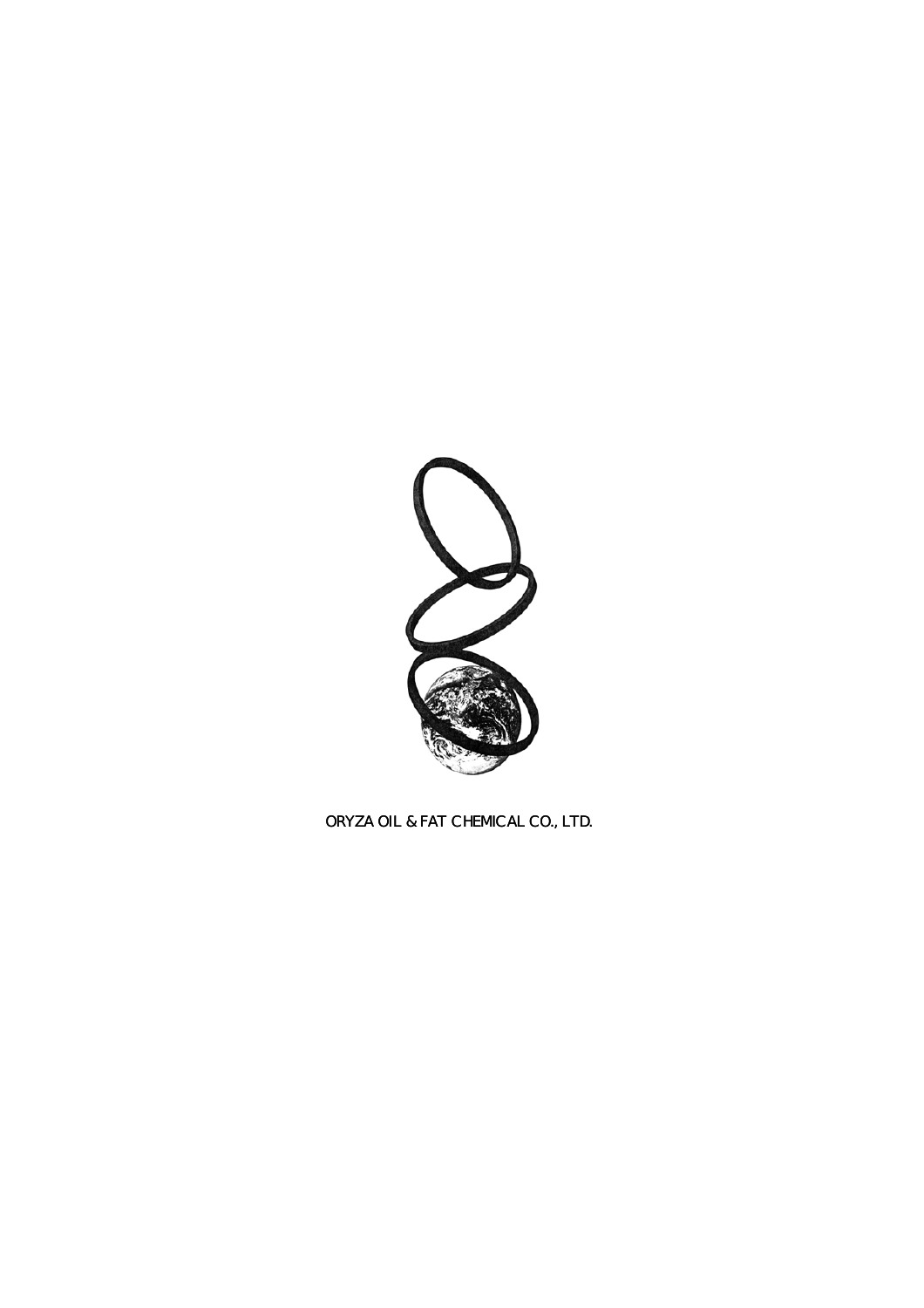ORYZA OIL & FAT CHEMICAL CO., LTD.